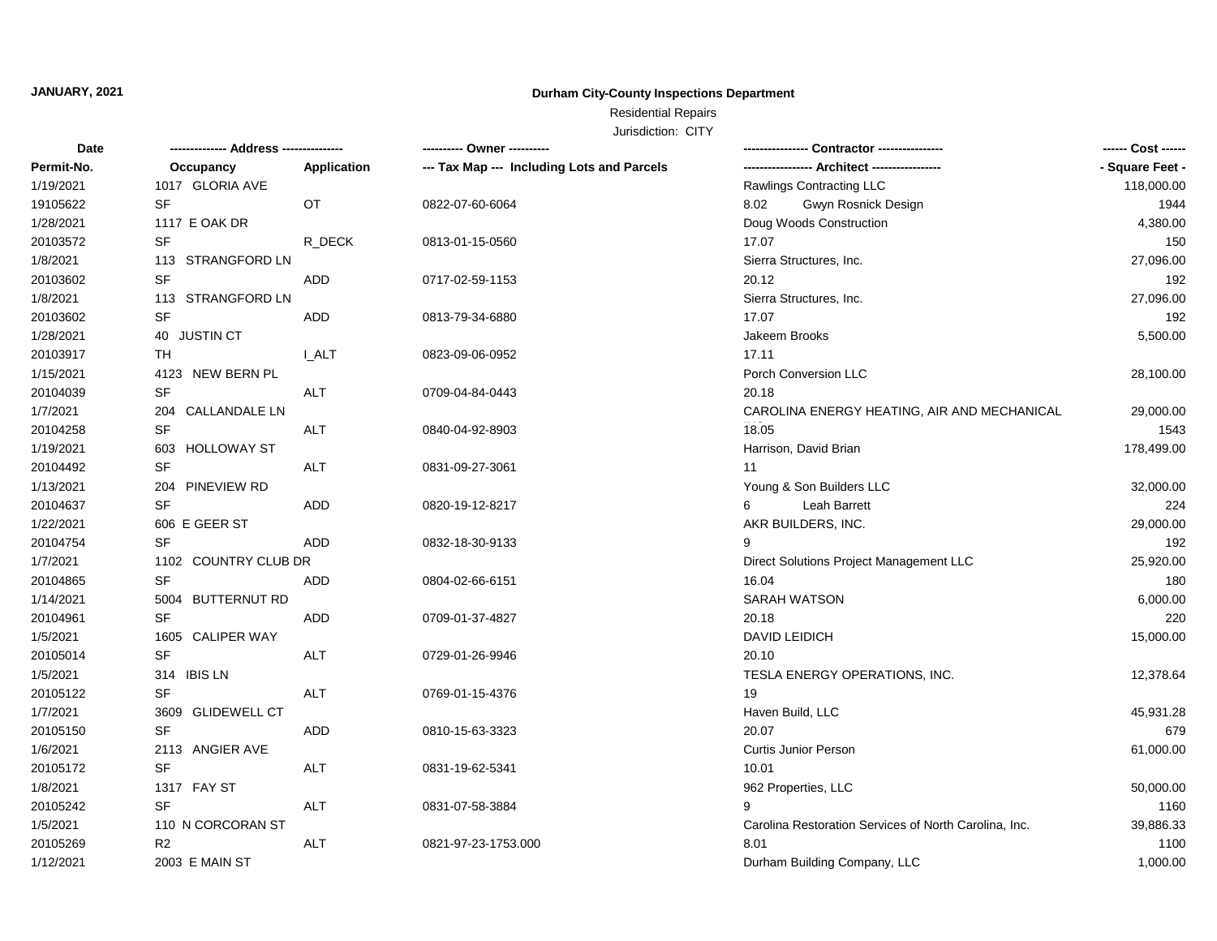**JANUARY, 2021**

**Durham City-County Inspections Department**

Residential Repairs

Jurisdiction: CITY

| Date / Permit-No. | Address / Occupancy | Application | Owner / Tax Map --- Including Lots and Parcels | Contractor / Architect | Cost / Square Feet |
|---|---|---|---|---|---|
| 1/19/2021 | 1017 GLORIA AVE | | | Rawlings Contracting LLC | 118,000.00 |
| 19105622 | SF | OT | 0822-07-60-6064 | 8.02 Gwyn Rosnick Design | 1944 |
| 1/28/2021 | 1117 E OAK DR | | | Doug Woods Construction | 4,380.00 |
| 20103572 | SF | R_DECK | 0813-01-15-0560 | 17.07 | 150 |
| 1/8/2021 | 113 STRANGFORD LN | | | Sierra Structures, Inc. | 27,096.00 |
| 20103602 | SF | ADD | 0717-02-59-1153 | 20.12 | 192 |
| 1/8/2021 | 113 STRANGFORD LN | | | Sierra Structures, Inc. | 27,096.00 |
| 20103602 | SF | ADD | 0813-79-34-6880 | 17.07 | 192 |
| 1/28/2021 | 40 JUSTIN CT | | | Jakeem Brooks | 5,500.00 |
| 20103917 | TH | I_ALT | 0823-09-06-0952 | 17.11 | |
| 1/15/2021 | 4123 NEW BERN PL | | | Porch Conversion LLC | 28,100.00 |
| 20104039 | SF | ALT | 0709-04-84-0443 | 20.18 | |
| 1/7/2021 | 204 CALLANDALE LN | | | CAROLINA ENERGY HEATING, AIR AND MECHANICAL | 29,000.00 |
| 20104258 | SF | ALT | 0840-04-92-8903 | 18.05 | 1543 |
| 1/19/2021 | 603 HOLLOWAY ST | | | Harrison, David Brian | 178,499.00 |
| 20104492 | SF | ALT | 0831-09-27-3061 | 11 | |
| 1/13/2021 | 204 PINEVIEW RD | | | Young & Son Builders LLC | 32,000.00 |
| 20104637 | SF | ADD | 0820-19-12-8217 | 6 Leah Barrett | 224 |
| 1/22/2021 | 606 E GEER ST | | | AKR BUILDERS, INC. | 29,000.00 |
| 20104754 | SF | ADD | 0832-18-30-9133 | 9 | 192 |
| 1/7/2021 | 1102 COUNTRY CLUB DR | | | Direct Solutions Project Management LLC | 25,920.00 |
| 20104865 | SF | ADD | 0804-02-66-6151 | 16.04 | 180 |
| 1/14/2021 | 5004 BUTTERNUT RD | | | SARAH WATSON | 6,000.00 |
| 20104961 | SF | ADD | 0709-01-37-4827 | 20.18 | 220 |
| 1/5/2021 | 1605 CALIPER WAY | | | DAVID LEIDICH | 15,000.00 |
| 20105014 | SF | ALT | 0729-01-26-9946 | 20.10 | |
| 1/5/2021 | 314 IBIS LN | | | TESLA ENERGY OPERATIONS, INC. | 12,378.64 |
| 20105122 | SF | ALT | 0769-01-15-4376 | 19 | |
| 1/7/2021 | 3609 GLIDEWELL CT | | | Haven Build, LLC | 45,931.28 |
| 20105150 | SF | ADD | 0810-15-63-3323 | 20.07 | 679 |
| 1/6/2021 | 2113 ANGIER AVE | | | Curtis Junior Person | 61,000.00 |
| 20105172 | SF | ALT | 0831-19-62-5341 | 10.01 | |
| 1/8/2021 | 1317 FAY ST | | | 962 Properties, LLC | 50,000.00 |
| 20105242 | SF | ALT | 0831-07-58-3884 | 9 | 1160 |
| 1/5/2021 | 110 N CORCORAN ST | | | Carolina Restoration Services of North Carolina, Inc. | 39,886.33 |
| 20105269 | R2 | ALT | 0821-97-23-1753.000 | 8.01 | 1100 |
| 1/12/2021 | 2003 E MAIN ST | | | Durham Building Company, LLC | 1,000.00 |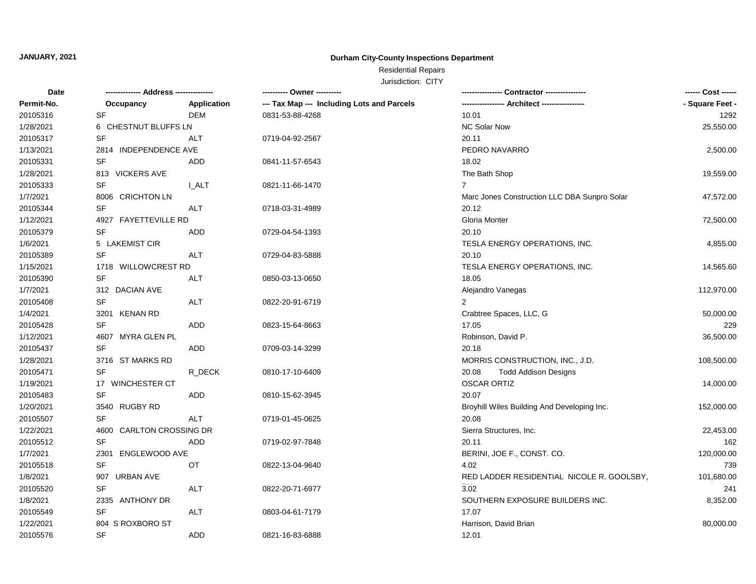**JANUARY, 2021**

**Durham City-County Inspections Department**

Residential Repairs

Jurisdiction: CITY

| Date<br>Permit-No. | ------------- Address ---------------<br>Occupancy | <br>Application | ---------- Owner ----------<br>--- Tax Map --- Including Lots and Parcels | --------------- Contractor ---------------<br>---------------- Architect ----------------- | ------ Cost ------<br>- Square Feet - |
|---|---|---|---|---|---|
| 20105316 | SF | DEM | 0831-53-88-4268 | 10.01 | 1292 |
| 1/28/2021 | 6 CHESTNUT BLUFFS LN | | | NC Solar Now | 25,550.00 |
| 20105317 | SF | ALT | 0719-04-92-2567 | 20.11 | |
| 1/13/2021 | 2814 INDEPENDENCE AVE | | | PEDRO NAVARRO | 2,500.00 |
| 20105331 | SF | ADD | 0841-11-57-6543 | 18.02 | |
| 1/28/2021 | 813 VICKERS AVE | | | The Bath Shop | 19,559.00 |
| 20105333 | SF | I_ALT | 0821-11-66-1470 | 7 | |
| 1/7/2021 | 8006 CRICHTON LN | | | Marc Jones Construction LLC DBA Sunpro Solar | 47,572.00 |
| 20105344 | SF | ALT | 0718-03-31-4989 | 20.12 | |
| 1/12/2021 | 4927 FAYETTEVILLE RD | | | Gloria Monter | 72,500.00 |
| 20105379 | SF | ADD | 0729-04-54-1393 | 20.10 | |
| 1/6/2021 | 5 LAKEMIST CIR | | | TESLA ENERGY OPERATIONS, INC. | 4,855.00 |
| 20105389 | SF | ALT | 0729-04-83-5888 | 20.10 | |
| 1/15/2021 | 1718 WILLOWCREST RD | | | TESLA ENERGY OPERATIONS, INC. | 14,565.60 |
| 20105390 | SF | ALT | 0850-03-13-0650 | 18.05 | |
| 1/7/2021 | 312 DACIAN AVE | | | Alejandro Vanegas | 112,970.00 |
| 20105408 | SF | ALT | 0822-20-91-6719 | 2 | |
| 1/4/2021 | 3201 KENAN RD | | | Crabtree Spaces, LLC, G | 50,000.00 |
| 20105428 | SF | ADD | 0823-15-64-8663 | 17.05 | 229 |
| 1/12/2021 | 4607 MYRA GLEN PL | | | Robinson, David P. | 36,500.00 |
| 20105437 | SF | ADD | 0709-03-14-3299 | 20.18 | |
| 1/28/2021 | 3716 ST MARKS RD | | | MORRIS CONSTRUCTION, INC., J.D. | 108,500.00 |
| 20105471 | SF | R_DECK | 0810-17-10-6409 | 20.08 Todd Addison Designs | |
| 1/19/2021 | 17 WINCHESTER CT | | | OSCAR ORTIZ | 14,000.00 |
| 20105483 | SF | ADD | 0810-15-62-3945 | 20.07 | |
| 1/20/2021 | 3540 RUGBY RD | | | Broyhill Wiles Building And Developing Inc. | 152,000.00 |
| 20105507 | SF | ALT | 0719-01-45-0625 | 20.08 | |
| 1/22/2021 | 4600 CARLTON CROSSING DR | | | Sierra Structures, Inc. | 22,453.00 |
| 20105512 | SF | ADD | 0719-02-97-7848 | 20.11 | 162 |
| 1/7/2021 | 2301 ENGLEWOOD AVE | | | BERINI, JOE F., CONST. CO. | 120,000.00 |
| 20105518 | SF | OT | 0822-13-04-9640 | 4.02 | 739 |
| 1/8/2021 | 907 URBAN AVE | | | RED LADDER RESIDENTIAL NICOLE R. GOOLSBY, | 101,680.00 |
| 20105520 | SF | ALT | 0822-20-71-6977 | 3.02 | 241 |
| 1/8/2021 | 2335 ANTHONY DR | | | SOUTHERN EXPOSURE BUILDERS INC. | 8,352.00 |
| 20105549 | SF | ALT | 0803-04-61-7179 | 17.07 | |
| 1/22/2021 | 804 S ROXBORO ST | | | Harrison, David Brian | 80,000.00 |
| 20105576 | SF | ADD | 0821-16-83-6888 | 12.01 | |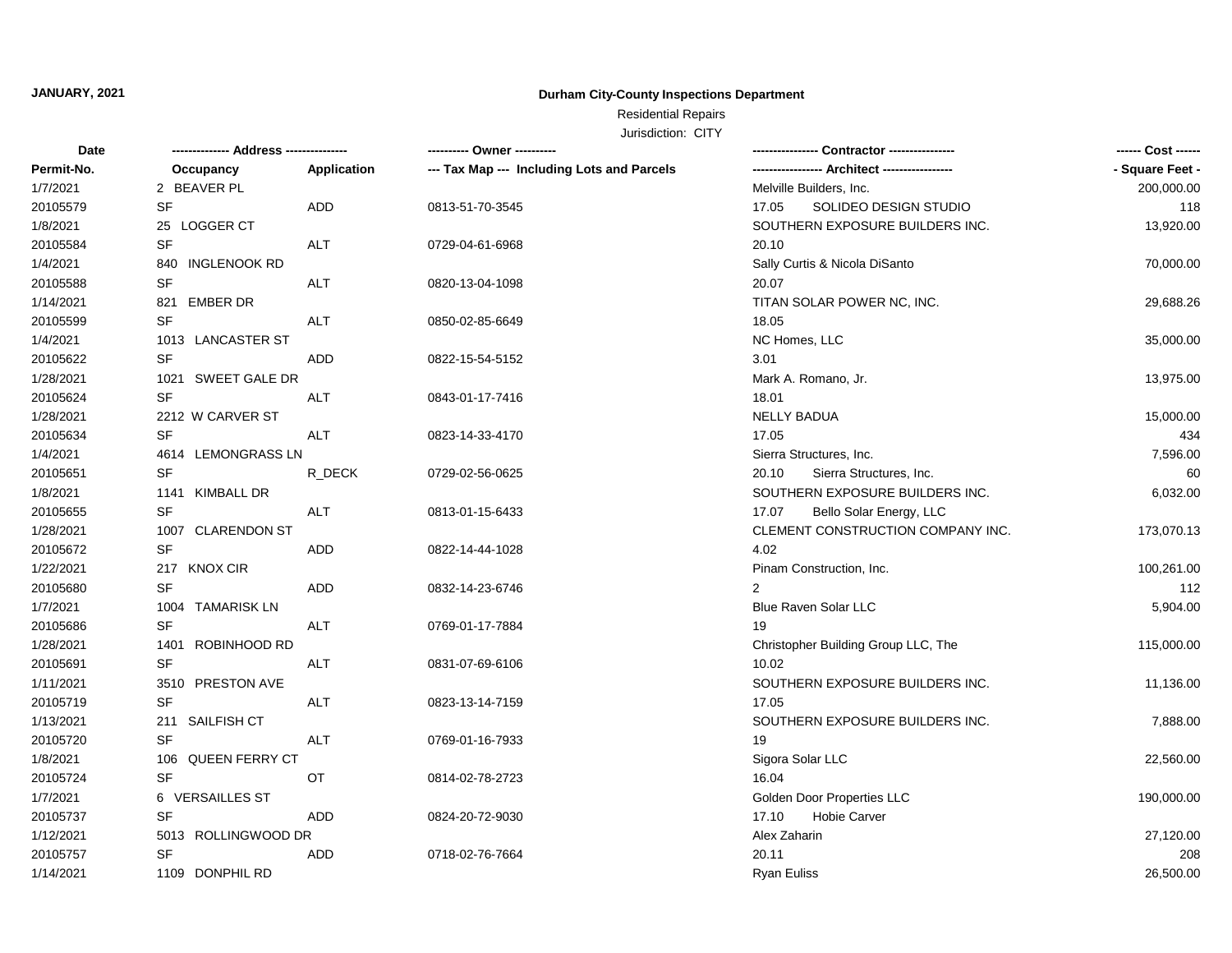**JANUARY, 2021**

**Durham City-County Inspections Department**

Residential Repairs

Jurisdiction: CITY

| Date | ------------- Address -------------- | | ---------- Owner ---------- | ---------------- Contractor ---------------- | ------ Cost ------ |
|---|---|---|---|---|---|
| Permit-No. | Occupancy | Application | --- Tax Map --- Including Lots and Parcels | ----------------- Architect ----------------- | - Square Feet - |
| 1/7/2021 | 2 BEAVER PL | | | Melville Builders, Inc. | 200,000.00 |
| 20105579 | SF | ADD | 0813-51-70-3545 | 17.05 SOLIDEO DESIGN STUDIO | 118 |
| 1/8/2021 | 25 LOGGER CT | | | SOUTHERN EXPOSURE BUILDERS INC. | 13,920.00 |
| 20105584 | SF | ALT | 0729-04-61-6968 | 20.10 | |
| 1/4/2021 | 840 INGLENOOK RD | | | Sally Curtis & Nicola DiSanto | 70,000.00 |
| 20105588 | SF | ALT | 0820-13-04-1098 | 20.07 | |
| 1/14/2021 | 821 EMBER DR | | | TITAN SOLAR POWER NC, INC. | 29,688.26 |
| 20105599 | SF | ALT | 0850-02-85-6649 | 18.05 | |
| 1/4/2021 | 1013 LANCASTER ST | | | NC Homes, LLC | 35,000.00 |
| 20105622 | SF | ADD | 0822-15-54-5152 | 3.01 | |
| 1/28/2021 | 1021 SWEET GALE DR | | | Mark A. Romano, Jr. | 13,975.00 |
| 20105624 | SF | ALT | 0843-01-17-7416 | 18.01 | |
| 1/28/2021 | 2212 W CARVER ST | | | NELLY BADUA | 15,000.00 |
| 20105634 | SF | ALT | 0823-14-33-4170 | 17.05 | 434 |
| 1/4/2021 | 4614 LEMONGRASS LN | | | Sierra Structures, Inc. | 7,596.00 |
| 20105651 | SF | R_DECK | 0729-02-56-0625 | 20.10 Sierra Structures, Inc. | 60 |
| 1/8/2021 | 1141 KIMBALL DR | | | SOUTHERN EXPOSURE BUILDERS INC. | 6,032.00 |
| 20105655 | SF | ALT | 0813-01-15-6433 | 17.07 Bello Solar Energy, LLC | |
| 1/28/2021 | 1007 CLARENDON ST | | | CLEMENT CONSTRUCTION COMPANY INC. | 173,070.13 |
| 20105672 | SF | ADD | 0822-14-44-1028 | 4.02 | |
| 1/22/2021 | 217 KNOX CIR | | | Pinam Construction, Inc. | 100,261.00 |
| 20105680 | SF | ADD | 0832-14-23-6746 | 2 | 112 |
| 1/7/2021 | 1004 TAMARISK LN | | | Blue Raven Solar LLC | 5,904.00 |
| 20105686 | SF | ALT | 0769-01-17-7884 | 19 | |
| 1/28/2021 | 1401 ROBINHOOD RD | | | Christopher Building Group LLC, The | 115,000.00 |
| 20105691 | SF | ALT | 0831-07-69-6106 | 10.02 | |
| 1/11/2021 | 3510 PRESTON AVE | | | SOUTHERN EXPOSURE BUILDERS INC. | 11,136.00 |
| 20105719 | SF | ALT | 0823-13-14-7159 | 17.05 | |
| 1/13/2021 | 211 SAILFISH CT | | | SOUTHERN EXPOSURE BUILDERS INC. | 7,888.00 |
| 20105720 | SF | ALT | 0769-01-16-7933 | 19 | |
| 1/8/2021 | 106 QUEEN FERRY CT | | | Sigora Solar LLC | 22,560.00 |
| 20105724 | SF | OT | 0814-02-78-2723 | 16.04 | |
| 1/7/2021 | 6 VERSAILLES ST | | | Golden Door Properties LLC | 190,000.00 |
| 20105737 | SF | ADD | 0824-20-72-9030 | 17.10 Hobie Carver | |
| 1/12/2021 | 5013 ROLLINGWOOD DR | | | Alex Zaharin | 27,120.00 |
| 20105757 | SF | ADD | 0718-02-76-7664 | 20.11 | 208 |
| 1/14/2021 | 1109 DONPHIL RD | | | Ryan Euliss | 26,500.00 |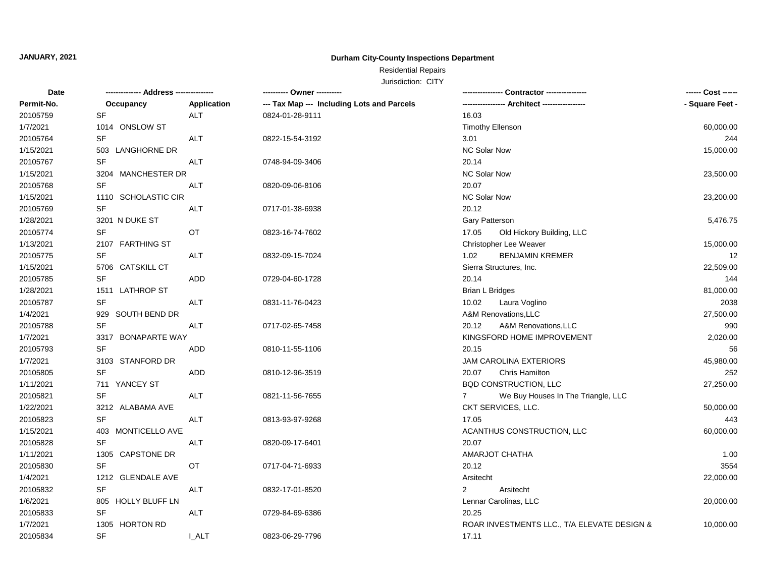**JANUARY, 2021**

# Durham City-County Inspections Department

Residential Repairs

Jurisdiction: CITY

| Date<br>Permit-No. | ------------- Address --------------<br>Occupancy | <br>Application | ---------- Owner ----------<br>--- Tax Map --- Including Lots and Parcels | ---------------- Contractor ----------------<br>----------------- Architect ----------------- | ------ Cost ------<br>- Square Feet - |
|---|---|---|---|---|---|
| 20105759 | SF | ALT | 0824-01-28-9111 | 16.03 | |
| 1/7/2021 | 1014 ONSLOW ST | | | Timothy Ellenson | 60,000.00 |
| 20105764 | SF | ALT | 0822-15-54-3192 | 3.01 | 244 |
| 1/15/2021 | 503 LANGHORNE DR | | | NC Solar Now | 15,000.00 |
| 20105767 | SF | ALT | 0748-94-09-3406 | 20.14 | |
| 1/15/2021 | 3204 MANCHESTER DR | | | NC Solar Now | 23,500.00 |
| 20105768 | SF | ALT | 0820-09-06-8106 | 20.07 | |
| 1/15/2021 | 1110 SCHOLASTIC CIR | | | NC Solar Now | 23,200.00 |
| 20105769 | SF | ALT | 0717-01-38-6938 | 20.12 | |
| 1/28/2021 | 3201 N DUKE ST | | | Gary Patterson | 5,476.75 |
| 20105774 | SF | OT | 0823-16-74-7602 | 17.05 Old Hickory Building, LLC | |
| 1/13/2021 | 2107 FARTHING ST | | | Christopher Lee Weaver | 15,000.00 |
| 20105775 | SF | ALT | 0832-09-15-7024 | 1.02 BENJAMIN KREMER | 12 |
| 1/15/2021 | 5706 CATSKILL CT | | | Sierra Structures, Inc. | 22,509.00 |
| 20105785 | SF | ADD | 0729-04-60-1728 | 20.14 | 144 |
| 1/28/2021 | 1511 LATHROP ST | | | Brian L Bridges | 81,000.00 |
| 20105787 | SF | ALT | 0831-11-76-0423 | 10.02 Laura Voglino | 2038 |
| 1/4/2021 | 929 SOUTH BEND DR | | | A&M Renovations,LLC | 27,500.00 |
| 20105788 | SF | ALT | 0717-02-65-7458 | 20.12 A&M Renovations,LLC | 990 |
| 1/7/2021 | 3317 BONAPARTE WAY | | | KINGSFORD HOME IMPROVEMENT | 2,020.00 |
| 20105793 | SF | ADD | 0810-11-55-1106 | 20.15 | 56 |
| 1/7/2021 | 3103 STANFORD DR | | | JAM CAROLINA EXTERIORS | 45,980.00 |
| 20105805 | SF | ADD | 0810-12-96-3519 | 20.07 Chris Hamilton | 252 |
| 1/11/2021 | 711 YANCEY ST | | | BQD CONSTRUCTION, LLC | 27,250.00 |
| 20105821 | SF | ALT | 0821-11-56-7655 | 7 We Buy Houses In The Triangle, LLC | |
| 1/22/2021 | 3212 ALABAMA AVE | | | CKT SERVICES, LLC. | 50,000.00 |
| 20105823 | SF | ALT | 0813-93-97-9268 | 17.05 | 443 |
| 1/15/2021 | 403 MONTICELLO AVE | | | ACANTHUS CONSTRUCTION, LLC | 60,000.00 |
| 20105828 | SF | ALT | 0820-09-17-6401 | 20.07 | |
| 1/11/2021 | 1305 CAPSTONE DR | | | AMARJOT CHATHA | 1.00 |
| 20105830 | SF | OT | 0717-04-71-6933 | 20.12 | 3554 |
| 1/4/2021 | 1212 GLENDALE AVE | | | Arsitecht | 22,000.00 |
| 20105832 | SF | ALT | 0832-17-01-8520 | 2 Arsitecht | |
| 1/6/2021 | 805 HOLLY BLUFF LN | | | Lennar Carolinas, LLC | 20,000.00 |
| 20105833 | SF | ALT | 0729-84-69-6386 | 20.25 | |
| 1/7/2021 | 1305 HORTON RD | | | ROAR INVESTMENTS LLC., T/A ELEVATE DESIGN & | 10,000.00 |
| 20105834 | SF | I_ALT | 0823-06-29-7796 | 17.11 | |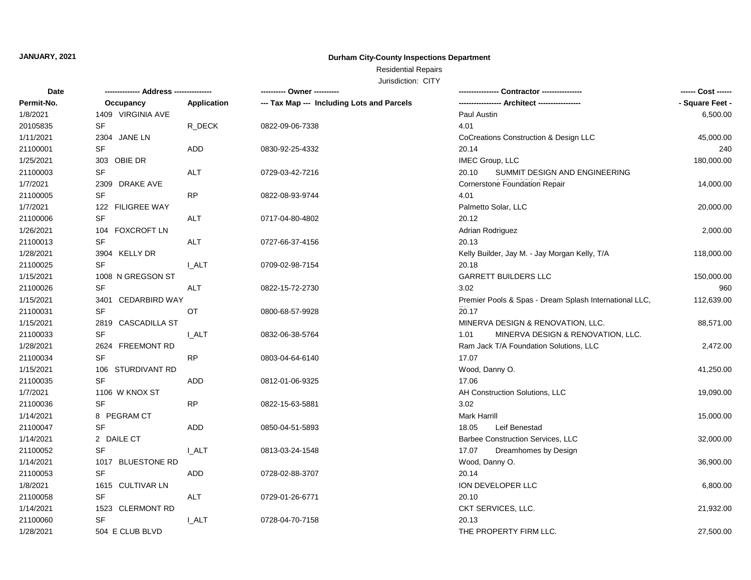**JANUARY, 2021**

## Durham City-County Inspections Department

Residential Repairs

Jurisdiction: CITY

| Date | ------------- Address -------------- | | ---------- Owner ---------- | --------------- Contractor --------------- | ------ Cost ------ |
|---|---|---|---|---|---|
| Permit-No. | Occupancy | Application | --- Tax Map --- Including Lots and Parcels | ---------------- Architect ---------------- | - Square Feet - |
| 1/8/2021 | 1409 VIRGINIA AVE | | | Paul Austin | 6,500.00 |
| 20105835 | SF | R_DECK | 0822-09-06-7338 | 4.01 | |
| 1/11/2021 | 2304 JANE LN | | | CoCreations Construction & Design LLC | 45,000.00 |
| 21100001 | SF | ADD | 0830-92-25-4332 | 20.14 | 240 |
| 1/25/2021 | 303 OBIE DR | | | IMEC Group, LLC | 180,000.00 |
| 21100003 | SF | ALT | 0729-03-42-7216 | 20.10 SUMMIT DESIGN AND ENGINEERING | |
| 1/7/2021 | 2309 DRAKE AVE | | | Cornerstone Foundation Repair | 14,000.00 |
| 21100005 | SF | RP | 0822-08-93-9744 | 4.01 | |
| 1/7/2021 | 122 FILIGREE WAY | | | Palmetto Solar, LLC | 20,000.00 |
| 21100006 | SF | ALT | 0717-04-80-4802 | 20.12 | |
| 1/26/2021 | 104 FOXCROFT LN | | | Adrian Rodriguez | 2,000.00 |
| 21100013 | SF | ALT | 0727-66-37-4156 | 20.13 | |
| 1/28/2021 | 3904 KELLY DR | | | Kelly Builder, Jay M. - Jay Morgan Kelly, T/A | 118,000.00 |
| 21100025 | SF | I_ALT | 0709-02-98-7154 | 20.18 | |
| 1/15/2021 | 1008 N GREGSON ST | | | GARRETT BUILDERS LLC | 150,000.00 |
| 21100026 | SF | ALT | 0822-15-72-2730 | 3.02 | 960 |
| 1/15/2021 | 3401 CEDARBIRD WAY | | | Premier Pools & Spas - Dream Splash International LLC, | 112,639.00 |
| 21100031 | SF | OT | 0800-68-57-9928 | 20.17 | |
| 1/15/2021 | 2819 CASCADILLA ST | | | MINERVA DESIGN & RENOVATION, LLC. | 88,571.00 |
| 21100033 | SF | I_ALT | 0832-06-38-5764 | 1.01 MINERVA DESIGN & RENOVATION, LLC. | |
| 1/28/2021 | 2624 FREEMONT RD | | | Ram Jack T/A Foundation Solutions, LLC | 2,472.00 |
| 21100034 | SF | RP | 0803-04-64-6140 | 17.07 | |
| 1/15/2021 | 106 STURDIVANT RD | | | Wood, Danny O. | 41,250.00 |
| 21100035 | SF | ADD | 0812-01-06-9325 | 17.06 | |
| 1/7/2021 | 1106 W KNOX ST | | | AH Construction Solutions, LLC | 19,090.00 |
| 21100036 | SF | RP | 0822-15-63-5881 | 3.02 | |
| 1/14/2021 | 8 PEGRAM CT | | | Mark Harrill | 15,000.00 |
| 21100047 | SF | ADD | 0850-04-51-5893 | 18.05 Leif Benestad | |
| 1/14/2021 | 2 DAILE CT | | | Barbee Construction Services, LLC | 32,000.00 |
| 21100052 | SF | I_ALT | 0813-03-24-1548 | 17.07 Dreamhomes by Design | |
| 1/14/2021 | 1017 BLUESTONE RD | | | Wood, Danny O. | 36,900.00 |
| 21100053 | SF | ADD | 0728-02-88-3707 | 20.14 | |
| 1/8/2021 | 1615 CULTIVAR LN | | | ION DEVELOPER LLC | 6,800.00 |
| 21100058 | SF | ALT | 0729-01-26-6771 | 20.10 | |
| 1/14/2021 | 1523 CLERMONT RD | | | CKT SERVICES, LLC. | 21,932.00 |
| 21100060 | SF | I_ALT | 0728-04-70-7158 | 20.13 | |
| 1/28/2021 | 504 E CLUB BLVD | | | THE PROPERTY FIRM LLC. | 27,500.00 |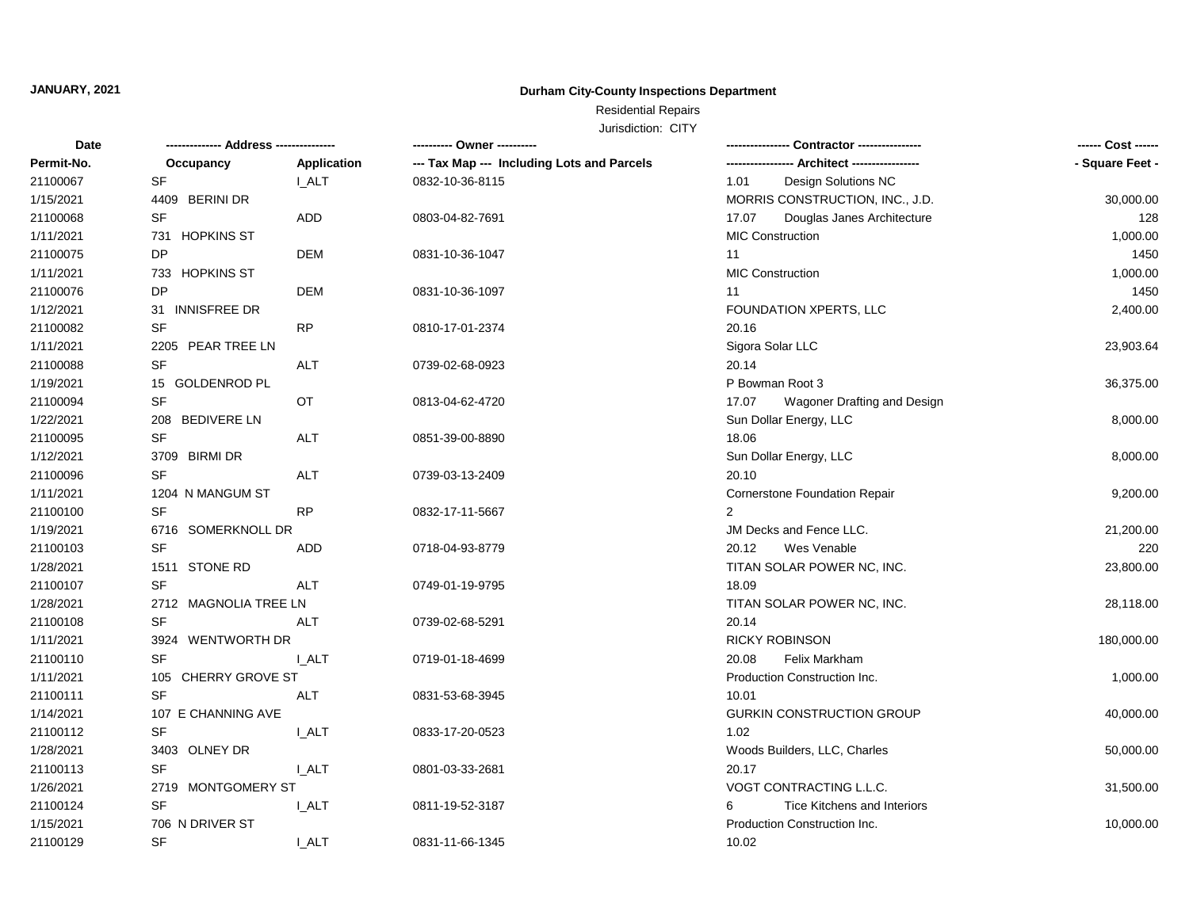**JANUARY, 2021**

**Durham City-County Inspections Department**

Residential Repairs

Jurisdiction: CITY

| Date<br>Permit-No. | ------------- Address --------------<br>Occupancy | <br>Application | ---------- Owner ----------<br>--- Tax Map --- Including Lots and Parcels | --------------- Contractor ---------------<br>---------------- Architect ---------------- | ------ Cost ------<br>- Square Feet - |
|---|---|---|---|---|---|
| 21100067 | SF | I_ALT | 0832-10-36-8115 | 1.01 Design Solutions NC | |
| 1/15/2021 | 4409 BERINI DR | | | MORRIS CONSTRUCTION, INC., J.D. | 30,000.00 |
| 21100068 | SF | ADD | 0803-04-82-7691 | 17.07 Douglas Janes Architecture | 128 |
| 1/11/2021 | 731 HOPKINS ST | | | MIC Construction | 1,000.00 |
| 21100075 | DP | DEM | 0831-10-36-1047 | 11 | 1450 |
| 1/11/2021 | 733 HOPKINS ST | | | MIC Construction | 1,000.00 |
| 21100076 | DP | DEM | 0831-10-36-1097 | 11 | 1450 |
| 1/12/2021 | 31 INNISFREE DR | | | FOUNDATION XPERTS, LLC | 2,400.00 |
| 21100082 | SF | RP | 0810-17-01-2374 | 20.16 | |
| 1/11/2021 | 2205 PEAR TREE LN | | | Sigora Solar LLC | 23,903.64 |
| 21100088 | SF | ALT | 0739-02-68-0923 | 20.14 | |
| 1/19/2021 | 15 GOLDENROD PL | | | P Bowman Root 3 | 36,375.00 |
| 21100094 | SF | OT | 0813-04-62-4720 | 17.07 Wagoner Drafting and Design | |
| 1/22/2021 | 208 BEDIVERE LN | | | Sun Dollar Energy, LLC | 8,000.00 |
| 21100095 | SF | ALT | 0851-39-00-8890 | 18.06 | |
| 1/12/2021 | 3709 BIRMI DR | | | Sun Dollar Energy, LLC | 8,000.00 |
| 21100096 | SF | ALT | 0739-03-13-2409 | 20.10 | |
| 1/11/2021 | 1204 N MANGUM ST | | | Cornerstone Foundation Repair | 9,200.00 |
| 21100100 | SF | RP | 0832-17-11-5667 | 2 | |
| 1/19/2021 | 6716 SOMERKNOLL DR | | | JM Decks and Fence LLC. | 21,200.00 |
| 21100103 | SF | ADD | 0718-04-93-8779 | 20.12 Wes Venable | 220 |
| 1/28/2021 | 1511 STONE RD | | | TITAN SOLAR POWER NC, INC. | 23,800.00 |
| 21100107 | SF | ALT | 0749-01-19-9795 | 18.09 | |
| 1/28/2021 | 2712 MAGNOLIA TREE LN | | | TITAN SOLAR POWER NC, INC. | 28,118.00 |
| 21100108 | SF | ALT | 0739-02-68-5291 | 20.14 | |
| 1/11/2021 | 3924 WENTWORTH DR | | | RICKY ROBINSON | 180,000.00 |
| 21100110 | SF | I_ALT | 0719-01-18-4699 | 20.08 Felix Markham | |
| 1/11/2021 | 105 CHERRY GROVE ST | | | Production Construction Inc. | 1,000.00 |
| 21100111 | SF | ALT | 0831-53-68-3945 | 10.01 | |
| 1/14/2021 | 107 E CHANNING AVE | | | GURKIN CONSTRUCTION GROUP | 40,000.00 |
| 21100112 | SF | I_ALT | 0833-17-20-0523 | 1.02 | |
| 1/28/2021 | 3403 OLNEY DR | | | Woods Builders, LLC, Charles | 50,000.00 |
| 21100113 | SF | I_ALT | 0801-03-33-2681 | 20.17 | |
| 1/26/2021 | 2719 MONTGOMERY ST | | | VOGT CONTRACTING L.L.C. | 31,500.00 |
| 21100124 | SF | I_ALT | 0811-19-52-3187 | 6 Tice Kitchens and Interiors | |
| 1/15/2021 | 706 N DRIVER ST | | | Production Construction Inc. | 10,000.00 |
| 21100129 | SF | I_ALT | 0831-11-66-1345 | 10.02 | |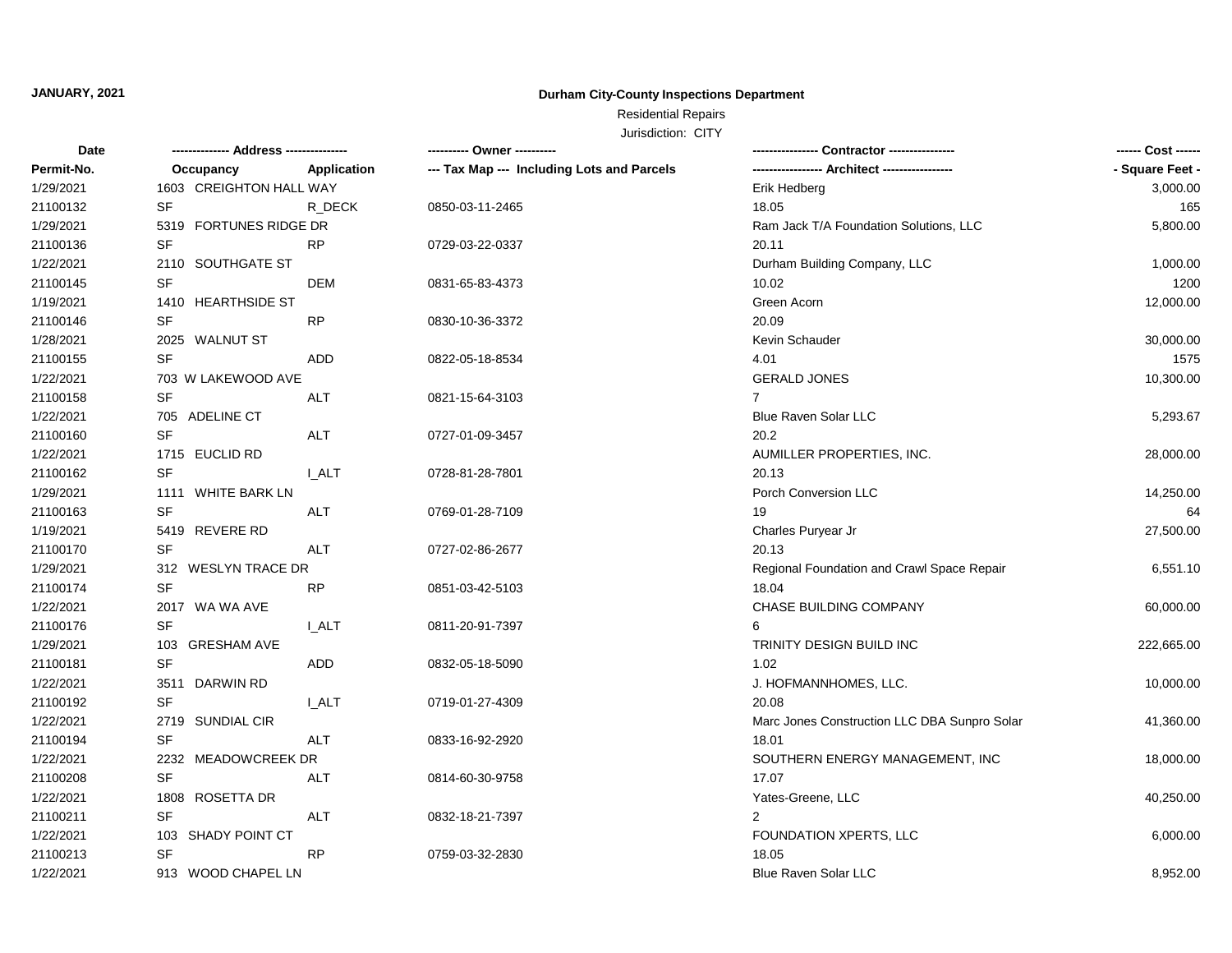**JANUARY, 2021**

**Durham City-County Inspections Department**

Residential Repairs

Jurisdiction: CITY

| Date | ------------- Address -------------- | | ---------- Owner ---------- | ---------------- Contractor ---------------- | ------ Cost ------ |
|---|---|---|---|---|---|
| **Permit-No.** | **Occupancy** | **Application** | **--- Tax Map --- Including Lots and Parcels** | **----------------- Architect -----------------** | **- Square Feet -** |
| 1/29/2021 | 1603 CREIGHTON HALL WAY | | | Erik Hedberg | 3,000.00 |
| 21100132 | SF | R_DECK | 0850-03-11-2465 | 18.05 | 165 |
| 1/29/2021 | 5319 FORTUNES RIDGE DR | | | Ram Jack T/A Foundation Solutions, LLC | 5,800.00 |
| 21100136 | SF | RP | 0729-03-22-0337 | 20.11 | |
| 1/22/2021 | 2110 SOUTHGATE ST | | | Durham Building Company, LLC | 1,000.00 |
| 21100145 | SF | DEM | 0831-65-83-4373 | 10.02 | 1200 |
| 1/19/2021 | 1410 HEARTHSIDE ST | | | Green Acorn | 12,000.00 |
| 21100146 | SF | RP | 0830-10-36-3372 | 20.09 | |
| 1/28/2021 | 2025 WALNUT ST | | | Kevin Schauder | 30,000.00 |
| 21100155 | SF | ADD | 0822-05-18-8534 | 4.01 | 1575 |
| 1/22/2021 | 703 W LAKEWOOD AVE | | | GERALD JONES | 10,300.00 |
| 21100158 | SF | ALT | 0821-15-64-3103 | 7 | |
| 1/22/2021 | 705 ADELINE CT | | | Blue Raven Solar LLC | 5,293.67 |
| 21100160 | SF | ALT | 0727-01-09-3457 | 20.2 | |
| 1/22/2021 | 1715 EUCLID RD | | | AUMILLER PROPERTIES, INC. | 28,000.00 |
| 21100162 | SF | I_ALT | 0728-81-28-7801 | 20.13 | |
| 1/29/2021 | 1111 WHITE BARK LN | | | Porch Conversion LLC | 14,250.00 |
| 21100163 | SF | ALT | 0769-01-28-7109 | 19 | 64 |
| 1/19/2021 | 5419 REVERE RD | | | Charles Puryear Jr | 27,500.00 |
| 21100170 | SF | ALT | 0727-02-86-2677 | 20.13 | |
| 1/29/2021 | 312 WESLYN TRACE DR | | | Regional Foundation and Crawl Space Repair | 6,551.10 |
| 21100174 | SF | RP | 0851-03-42-5103 | 18.04 | |
| 1/22/2021 | 2017 WA WA AVE | | | CHASE BUILDING COMPANY | 60,000.00 |
| 21100176 | SF | I_ALT | 0811-20-91-7397 | 6 | |
| 1/29/2021 | 103 GRESHAM AVE | | | TRINITY DESIGN BUILD INC | 222,665.00 |
| 21100181 | SF | ADD | 0832-05-18-5090 | 1.02 | |
| 1/22/2021 | 3511 DARWIN RD | | | J. HOFMANNHOMES, LLC. | 10,000.00 |
| 21100192 | SF | I_ALT | 0719-01-27-4309 | 20.08 | |
| 1/22/2021 | 2719 SUNDIAL CIR | | | Marc Jones Construction LLC DBA Sunpro Solar | 41,360.00 |
| 21100194 | SF | ALT | 0833-16-92-2920 | 18.01 | |
| 1/22/2021 | 2232 MEADOWCREEK DR | | | SOUTHERN ENERGY MANAGEMENT, INC | 18,000.00 |
| 21100208 | SF | ALT | 0814-60-30-9758 | 17.07 | |
| 1/22/2021 | 1808 ROSETTA DR | | | Yates-Greene, LLC | 40,250.00 |
| 21100211 | SF | ALT | 0832-18-21-7397 | 2 | |
| 1/22/2021 | 103 SHADY POINT CT | | | FOUNDATION XPERTS, LLC | 6,000.00 |
| 21100213 | SF | RP | 0759-03-32-2830 | 18.05 | |
| 1/22/2021 | 913 WOOD CHAPEL LN | | | Blue Raven Solar LLC | 8,952.00 |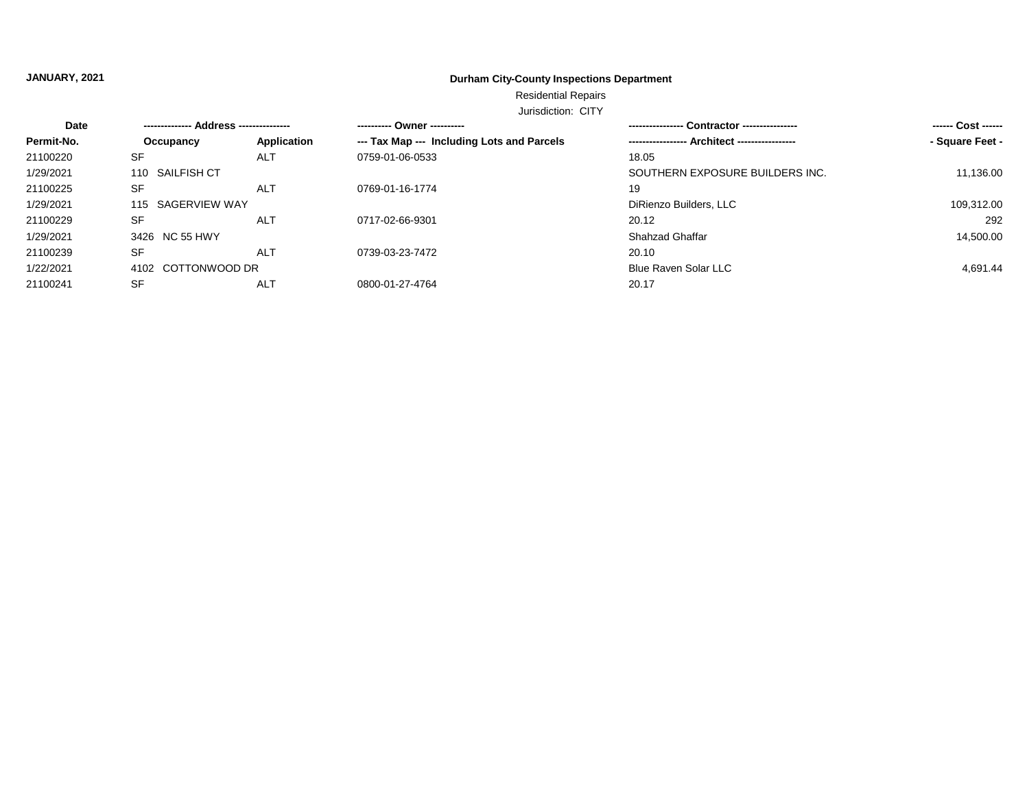**JANUARY, 2021**

**Durham City-County Inspections Department**

Residential Repairs

Jurisdiction: CITY

| Date | -------------- Address --------------- | | ---------- Owner ---------- | ---------------- Contractor ---------------- | ------ Cost ------ |
|---|---|---|---|---|---|
| **Permit-No.** | **Occupancy** | **Application** | **--- Tax Map --- Including Lots and Parcels** | **----------------- Architect -----------------** | **- Square Feet -** |
| 21100220 | SF | ALT | 0759-01-06-0533 | 18.05 | |
| 1/29/2021 | 110 SAILFISH CT | | | SOUTHERN EXPOSURE BUILDERS INC. | 11,136.00 |
| 21100225 | SF | ALT | 0769-01-16-1774 | 19 | |
| 1/29/2021 | 115 SAGERVIEW WAY | | | DiRienzo Builders, LLC | 109,312.00 |
| 21100229 | SF | ALT | 0717-02-66-9301 | 20.12 | 292 |
| 1/29/2021 | 3426 NC 55 HWY | | | Shahzad Ghaffar | 14,500.00 |
| 21100239 | SF | ALT | 0739-03-23-7472 | 20.10 | |
| 1/22/2021 | 4102 COTTONWOOD DR | | | Blue Raven Solar LLC | 4,691.44 |
| 21100241 | SF | ALT | 0800-01-27-4764 | 20.17 | |